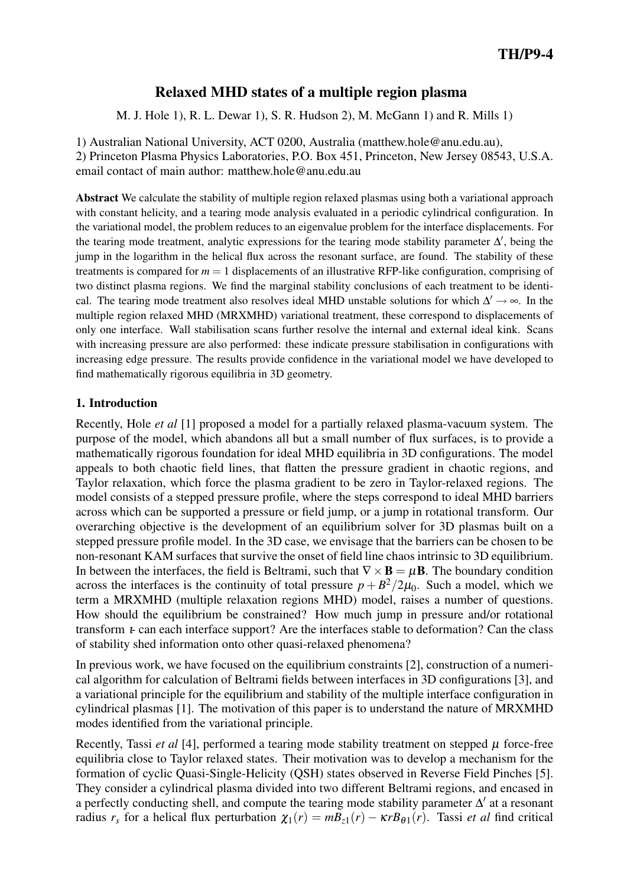**TH/P9-4**

# Relaxed MHD states of a multiple region plasma

M. J. Hole 1), R. L. Dewar 1), S. R. Hudson 2), M. McGann 1) and R. Mills 1)

1) Australian National University, ACT 0200, Australia (matthew.hole@anu.edu.au),
2) Princeton Plasma Physics Laboratories, P.O. Box 451, Princeton, New Jersey 08543, U.S.A.
email contact of main author: matthew.hole@anu.edu.au

**Abstract** We calculate the stability of multiple region relaxed plasmas using both a variational approach with constant helicity, and a tearing mode analysis evaluated in a periodic cylindrical configuration. In the variational model, the problem reduces to an eigenvalue problem for the interface displacements. For the tearing mode treatment, analytic expressions for the tearing mode stability parameter $\Delta'$, being the jump in the logarithm in the helical flux across the resonant surface, are found. The stability of these treatments is compared for $m = 1$ displacements of an illustrative RFP-like configuration, comprising of two distinct plasma regions. We find the marginal stability conclusions of each treatment to be identical. The tearing mode treatment also resolves ideal MHD unstable solutions for which $\Delta' \rightarrow \infty$. In the multiple region relaxed MHD (MRXMHD) variational treatment, these correspond to displacements of only one interface. Wall stabilisation scans further resolve the internal and external ideal kink. Scans with increasing pressure are also performed: these indicate pressure stabilisation in configurations with increasing edge pressure. The results provide confidence in the variational model we have developed to find mathematically rigorous equilibria in 3D geometry.

## 1. Introduction

Recently, Hole *et al* [1] proposed a model for a partially relaxed plasma-vacuum system. The purpose of the model, which abandons all but a small number of flux surfaces, is to provide a mathematically rigorous foundation for ideal MHD equilibria in 3D configurations. The model appeals to both chaotic field lines, that flatten the pressure gradient in chaotic regions, and Taylor relaxation, which force the plasma gradient to be zero in Taylor-relaxed regions. The model consists of a stepped pressure profile, where the steps correspond to ideal MHD barriers across which can be supported a pressure or field jump, or a jump in rotational transform. Our overarching objective is the development of an equilibrium solver for 3D plasmas built on a stepped pressure profile model. In the 3D case, we envisage that the barriers can be chosen to be non-resonant KAM surfaces that survive the onset of field line chaos intrinsic to 3D equilibrium. In between the interfaces, the field is Beltrami, such that $\nabla \times \mathbf{B} = \mu \mathbf{B}$. The boundary condition across the interfaces is the continuity of total pressure $p + B^2/2\mu_0$. Such a model, which we term a MRXMHD (multiple relaxation regions MHD) model, raises a number of questions. How should the equilibrium be constrained? How much jump in pressure and/or rotational transform $\iota\!\!\!-$ can each interface support? Are the interfaces stable to deformation? Can the class of stability shed information onto other quasi-relaxed phenomena?

In previous work, we have focused on the equilibrium constraints [2], construction of a numerical algorithm for calculation of Beltrami fields between interfaces in 3D configurations [3], and a variational principle for the equilibrium and stability of the multiple interface configuration in cylindrical plasmas [1]. The motivation of this paper is to understand the nature of MRXMHD modes identified from the variational principle.

Recently, Tassi *et al* [4], performed a tearing mode stability treatment on stepped $\mu$ force-free equilibria close to Taylor relaxed states. Their motivation was to develop a mechanism for the formation of cyclic Quasi-Single-Helicity (QSH) states observed in Reverse Field Pinches [5]. They consider a cylindrical plasma divided into two different Beltrami regions, and encased in a perfectly conducting shell, and compute the tearing mode stability parameter $\Delta'$ at a resonant radius $r_s$ for a helical flux perturbation $\chi_1(r) = mB_{z1}(r) - \kappa r B_{\theta 1}(r)$. Tassi *et al* find critical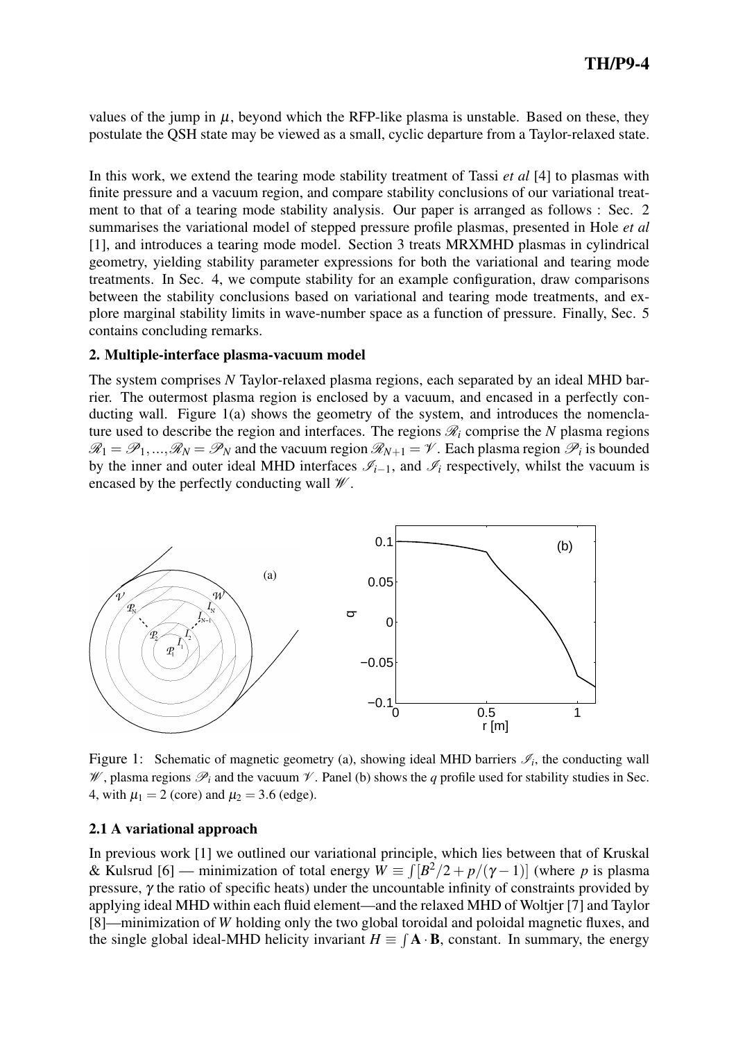values of the jump in $\mu$, beyond which the RFP-like plasma is unstable. Based on these, they postulate the QSH state may be viewed as a small, cyclic departure from a Taylor-relaxed state.

In this work, we extend the tearing mode stability treatment of Tassi *et al* [4] to plasmas with finite pressure and a vacuum region, and compare stability conclusions of our variational treatment to that of a tearing mode stability analysis. Our paper is arranged as follows : Sec. 2 summarises the variational model of stepped pressure profile plasmas, presented in Hole *et al* [1], and introduces a tearing mode model. Section 3 treats MRXMHD plasmas in cylindrical geometry, yielding stability parameter expressions for both the variational and tearing mode treatments. In Sec. 4, we compute stability for an example configuration, draw comparisons between the stability conclusions based on variational and tearing mode treatments, and explore marginal stability limits in wave-number space as a function of pressure. Finally, Sec. 5 contains concluding remarks.

## 2. Multiple-interface plasma-vacuum model

The system comprises $N$ Taylor-relaxed plasma regions, each separated by an ideal MHD barrier. The outermost plasma region is enclosed by a vacuum, and encased in a perfectly conducting wall. Figure 1(a) shows the geometry of the system, and introduces the nomenclature used to describe the region and interfaces. The regions $\mathscr{R}_i$ comprise the $N$ plasma regions $\mathscr{R}_1 = \mathscr{P}_1, ..., \mathscr{R}_N = \mathscr{P}_N$ and the vacuum region $\mathscr{R}_{N+1} = \mathscr{V}$. Each plasma region $\mathscr{P}_i$ is bounded by the inner and outer ideal MHD interfaces $\mathscr{I}_{i-1}$, and $\mathscr{I}_i$ respectively, whilst the vacuum is encased by the perfectly conducting wall $\mathscr{W}$.

Figure 1: Schematic of magnetic geometry (a), showing ideal MHD barriers $\mathscr{I}_i$, the conducting wall $\mathscr{W}$, plasma regions $\mathscr{P}_i$ and the vacuum $\mathscr{V}$. Panel (b) shows the $q$ profile used for stability studies in Sec. 4, with $\mu_1 = 2$ (core) and $\mu_2 = 3.6$ (edge).

### 2.1 A variational approach

In previous work [1] we outlined our variational principle, which lies between that of Kruskal & Kulsrud [6] — minimization of total energy $W \equiv \int [B^2/2 + p/(\gamma - 1)]$ (where $p$ is plasma pressure, $\gamma$ the ratio of specific heats) under the uncountable infinity of constraints provided by applying ideal MHD within each fluid element—and the relaxed MHD of Woltjer [7] and Taylor [8]—minimization of $W$ holding only the two global toroidal and poloidal magnetic fluxes, and the single global ideal-MHD helicity invariant $H \equiv \int \mathbf{A} \cdot \mathbf{B}$, constant. In summary, the energy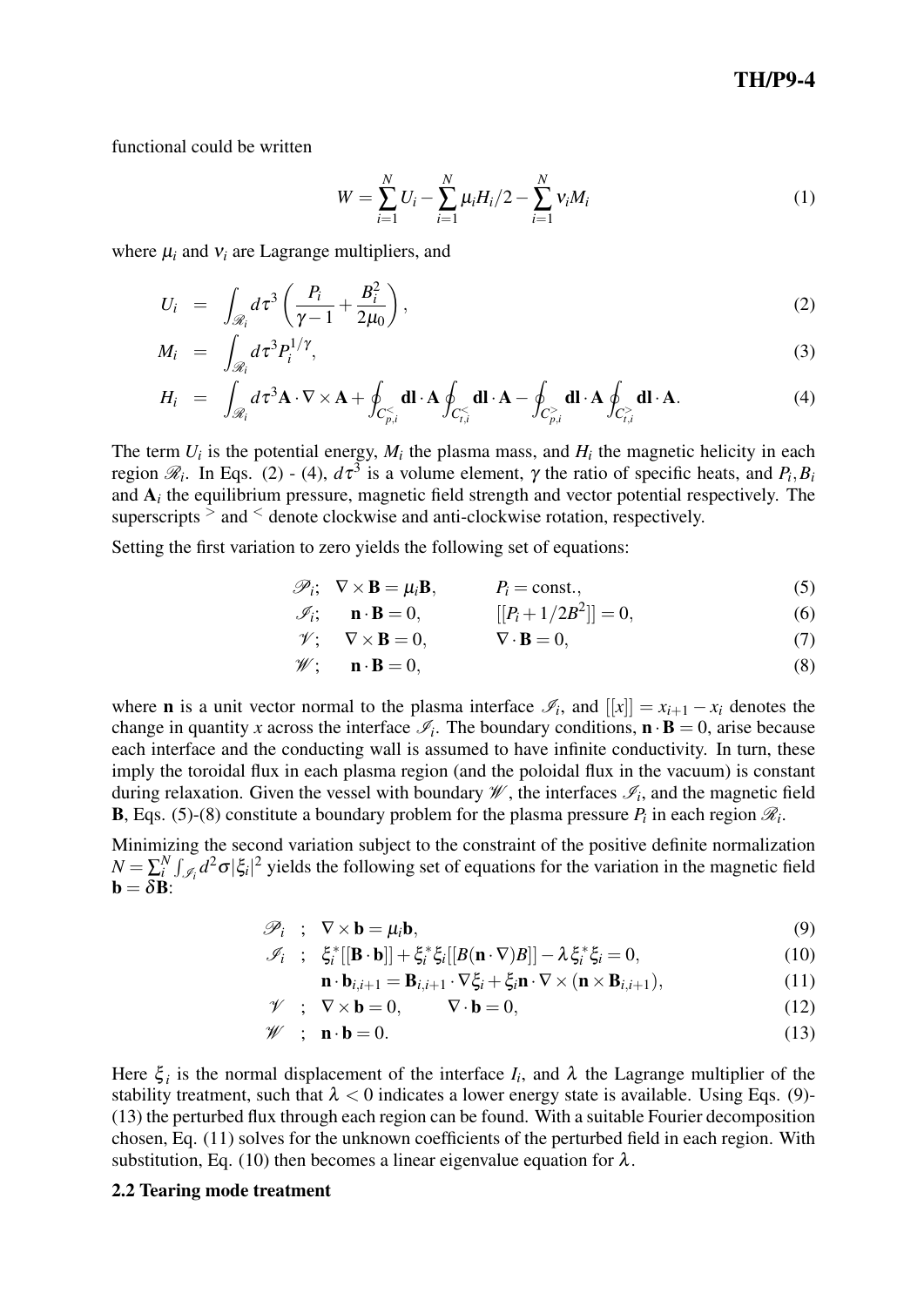functional could be written

$$W = \sum_{i=1}^{N} U_i - \sum_{i=1}^{N} \mu_i H_i/2 - \sum_{i=1}^{N} \nu_i M_i \tag{1}$$

where $\mu_i$ and $\nu_i$ are Lagrange multipliers, and

$$U_i = \int_{\mathscr{R}_i} d\tau^3 \left( \frac{P_i}{\gamma - 1} + \frac{B_i^2}{2\mu_0} \right), \tag{2}$$

$$M_i = \int_{\mathscr{R}_i} d\tau^3 P_i^{1/\gamma}, \tag{3}$$

$$H_i = \int_{\mathscr{R}_i} d\tau^3 \mathbf{A} \cdot \nabla \times \mathbf{A} + \oint_{C_{p,i}^{<}} \mathbf{dl} \cdot \mathbf{A} \oint_{C_{t,i}^{<}} \mathbf{dl} \cdot \mathbf{A} - \oint_{C_{p,i}^{>}} \mathbf{dl} \cdot \mathbf{A} \oint_{C_{t,i}^{>}} \mathbf{dl} \cdot \mathbf{A}. \tag{4}$$

The term $U_i$ is the potential energy, $M_i$ the plasma mass, and $H_i$ the magnetic helicity in each region $\mathscr{R}_i$. In Eqs. (2) - (4), $d\tau^3$ is a volume element, $\gamma$ the ratio of specific heats, and $P_i, B_i$ and $\mathbf{A}_i$ the equilibrium pressure, magnetic field strength and vector potential respectively. The superscripts $^>$ and $^<$ denote clockwise and anti-clockwise rotation, respectively.

Setting the first variation to zero yields the following set of equations:

$$\mathscr{P}_i; \quad \nabla \times \mathbf{B} = \mu_i \mathbf{B}, \qquad P_i = \text{const.}, \tag{5}$$

$$\mathscr{I}_i; \quad \mathbf{n} \cdot \mathbf{B} = 0, \qquad [[P_i + 1/2B^2]] = 0, \tag{6}$$

$$\mathscr{V}; \quad \nabla \times \mathbf{B} = 0, \qquad \nabla \cdot \mathbf{B} = 0, \tag{7}$$

$$\mathscr{W}; \quad \mathbf{n} \cdot \mathbf{B} = 0, \tag{8}$$

where $\mathbf{n}$ is a unit vector normal to the plasma interface $\mathscr{I}_i$, and $[[x]] = x_{i+1} - x_i$ denotes the change in quantity $x$ across the interface $\mathscr{I}_i$. The boundary conditions, $\mathbf{n} \cdot \mathbf{B} = 0$, arise because each interface and the conducting wall is assumed to have infinite conductivity. In turn, these imply the toroidal flux in each plasma region (and the poloidal flux in the vacuum) is constant during relaxation. Given the vessel with boundary $\mathscr{W}$, the interfaces $\mathscr{I}_i$, and the magnetic field $\mathbf{B}$, Eqs. (5)-(8) constitute a boundary problem for the plasma pressure $P_i$ in each region $\mathscr{R}_i$.

Minimizing the second variation subject to the constraint of the positive definite normalization $N = \sum_i^N \int_{\mathscr{I}_i} d^2\sigma |\xi_i|^2$ yields the following set of equations for the variation in the magnetic field $\mathbf{b} = \delta \mathbf{B}$:

$$\mathscr{P}_i \quad ; \quad \nabla \times \mathbf{b} = \mu_i \mathbf{b}, \tag{9}$$

$$\mathscr{I}_i \quad ; \quad \xi_i^* [[\mathbf{B} \cdot \mathbf{b}]] + \xi_i^* \xi_i [[B(\mathbf{n} \cdot \nabla) B]] - \lambda \xi_i^* \xi_i = 0, \tag{10}$$

$$\mathbf{n} \cdot \mathbf{b}_{i,i+1} = \mathbf{B}_{i,i+1} \cdot \nabla \xi_i + \xi_i \mathbf{n} \cdot \nabla \times (\mathbf{n} \times \mathbf{B}_{i,i+1}), \tag{11}$$

$$\mathscr{V} \quad ; \quad \nabla \times \mathbf{b} = 0, \qquad \nabla \cdot \mathbf{b} = 0, \tag{12}$$

$$\mathscr{W} \quad ; \quad \mathbf{n} \cdot \mathbf{b} = 0. \tag{13}$$

Here $\xi_i$ is the normal displacement of the interface $I_i$, and $\lambda$ the Lagrange multiplier of the stability treatment, such that $\lambda < 0$ indicates a lower energy state is available. Using Eqs. (9)-(13) the perturbed flux through each region can be found. With a suitable Fourier decomposition chosen, Eq. (11) solves for the unknown coefficients of the perturbed field in each region. With substitution, Eq. (10) then becomes a linear eigenvalue equation for $\lambda$.

**2.2 Tearing mode treatment**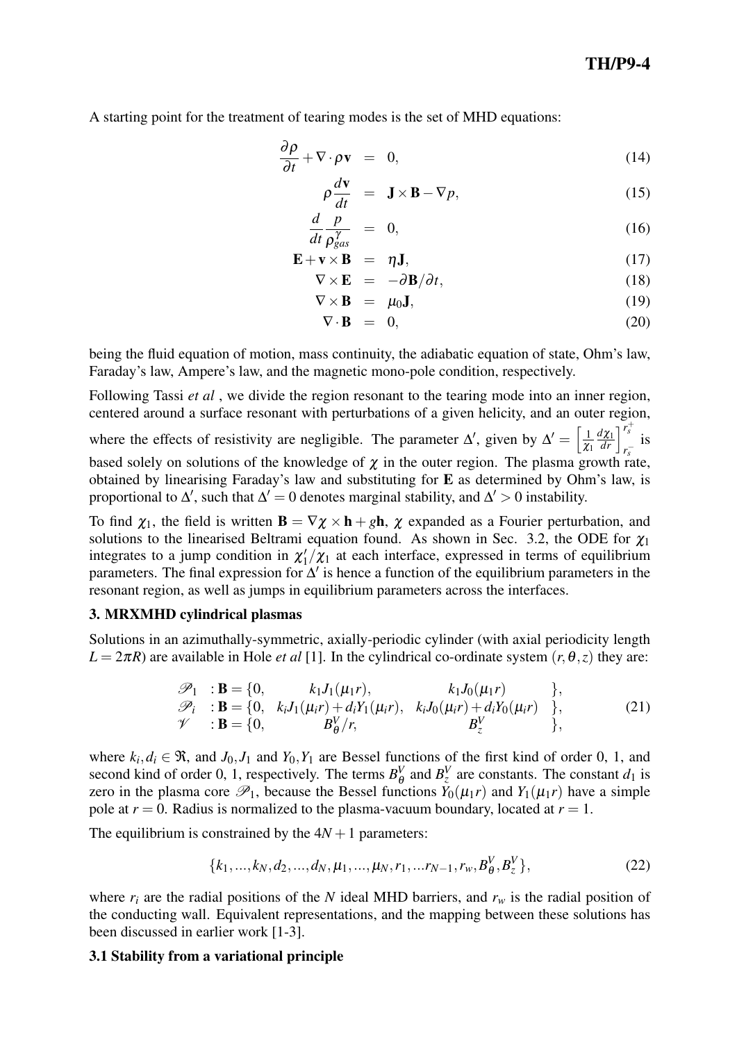A starting point for the treatment of tearing modes is the set of MHD equations:

$$
\begin{aligned}
\frac{\partial \rho}{\partial t} + \nabla \cdot \rho \mathbf{v} &= 0, && (14)\\
\rho \frac{d\mathbf{v}}{dt} &= \mathbf{J} \times \mathbf{B} - \nabla p, && (15)\\
\frac{d}{dt} \frac{p}{\rho_{gas}^{\gamma}} &= 0, && (16)\\
\mathbf{E} + \mathbf{v} \times \mathbf{B} &= \eta \mathbf{J}, && (17)\\
\nabla \times \mathbf{E} &= -\partial \mathbf{B}/\partial t, && (18)\\
\nabla \times \mathbf{B} &= \mu_0 \mathbf{J}, && (19)\\
\nabla \cdot \mathbf{B} &= 0, && (20)
\end{aligned}
$$

being the fluid equation of motion, mass continuity, the adiabatic equation of state, Ohm's law, Faraday's law, Ampere's law, and the magnetic mono-pole condition, respectively.

Following Tassi *et al* , we divide the region resonant to the tearing mode into an inner region, centered around a surface resonant with perturbations of a given helicity, and an outer region, where the effects of resistivity are negligible. The parameter $\Delta'$, given by $\Delta' = \left[ \frac{1}{\chi_1} \frac{d\chi_1}{dr} \right]_{r_s^-}^{r_s^+}$ is based solely on solutions of the knowledge of $\chi$ in the outer region. The plasma growth rate, obtained by linearising Faraday's law and substituting for $\mathbf{E}$ as determined by Ohm's law, is proportional to $\Delta'$, such that $\Delta' = 0$ denotes marginal stability, and $\Delta' > 0$ instability.

To find $\chi_1$, the field is written $\mathbf{B} = \nabla \chi \times \mathbf{h} + g\mathbf{h}$, $\chi$ expanded as a Fourier perturbation, and solutions to the linearised Beltrami equation found. As shown in Sec. 3.2, the ODE for $\chi_1$ integrates to a jump condition in $\chi_1'/\chi_1$ at each interface, expressed in terms of equilibrium parameters. The final expression for $\Delta'$ is hence a function of the equilibrium parameters in the resonant region, as well as jumps in equilibrium parameters across the interfaces.

## 3. MRXMHD cylindrical plasmas

Solutions in an azimuthally-symmetric, axially-periodic cylinder (with axial periodicity length $L = 2\pi R$) are available in Hole *et al* [1]. In the cylindrical co-ordinate system $(r, \theta, z)$ they are:

$$
\begin{array}{lllll}
\mathscr{P}_1 & : \mathbf{B} = \{0, & k_1 J_1(\mu_1 r), & k_1 J_0(\mu_1 r) & \},\\
\mathscr{P}_i & : \mathbf{B} = \{0, & k_i J_1(\mu_i r) + d_i Y_1(\mu_i r), & k_i J_0(\mu_i r) + d_i Y_0(\mu_i r) & \},\\
\mathscr{V} & : \mathbf{B} = \{0, & B_\theta^V / r, & B_z^V & \},
\end{array}
\qquad (21)
$$

where $k_i, d_i \in \Re$, and $J_0, J_1$ and $Y_0, Y_1$ are Bessel functions of the first kind of order 0, 1, and second kind of order 0, 1, respectively. The terms $B_\theta^V$ and $B_z^V$ are constants. The constant $d_1$ is zero in the plasma core $\mathscr{P}_1$, because the Bessel functions $Y_0(\mu_1 r)$ and $Y_1(\mu_1 r)$ have a simple pole at $r = 0$. Radius is normalized to the plasma-vacuum boundary, located at $r = 1$.

The equilibrium is constrained by the $4N + 1$ parameters:

$$
\{k_1, ..., k_N, d_2, ..., d_N, \mu_1, ..., \mu_N, r_1, ... r_{N-1}, r_w, B_\theta^V, B_z^V\}, \qquad (22)
$$

where $r_i$ are the radial positions of the $N$ ideal MHD barriers, and $r_w$ is the radial position of the conducting wall. Equivalent representations, and the mapping between these solutions has been discussed in earlier work [1-3].

### 3.1 Stability from a variational principle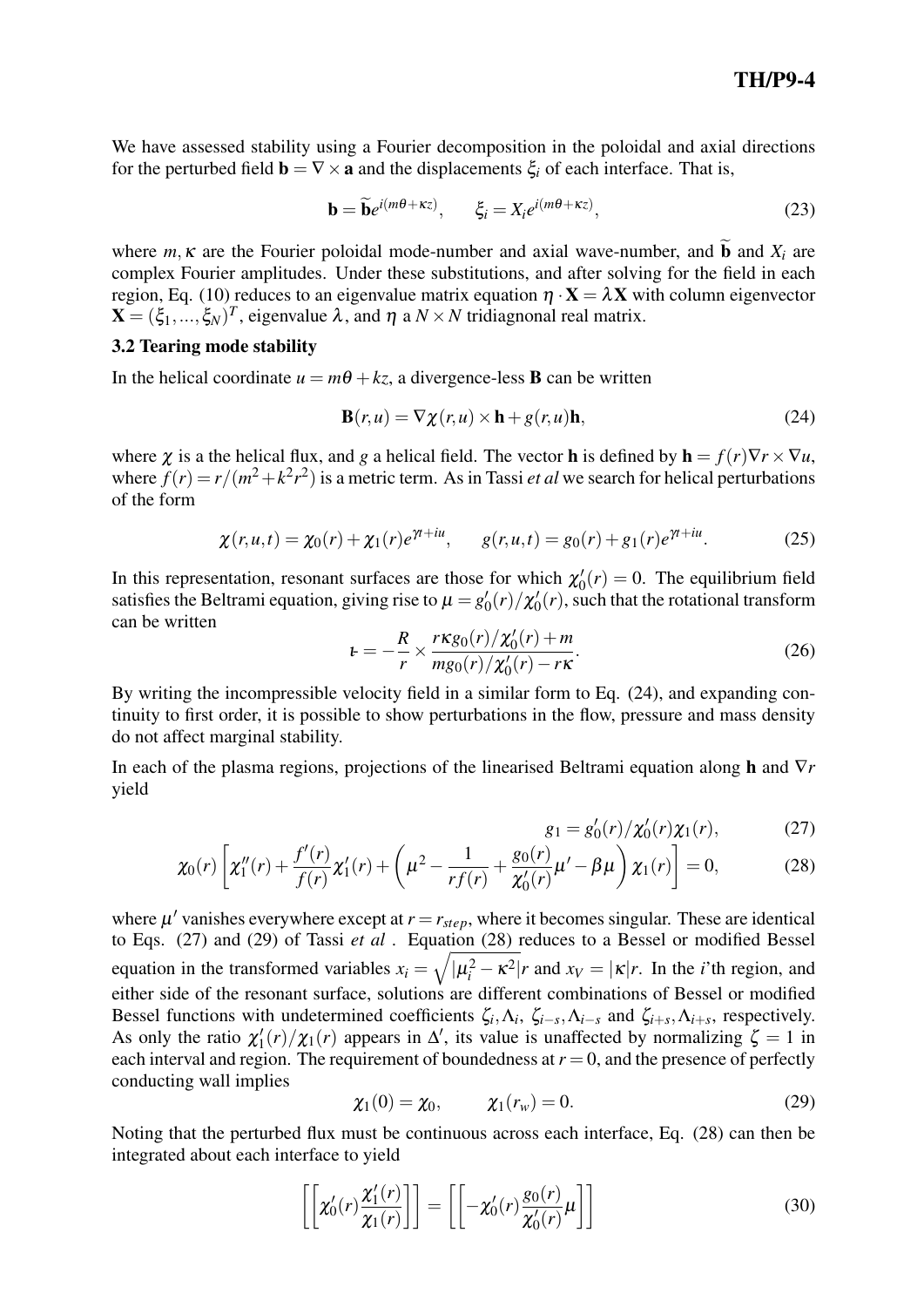We have assessed stability using a Fourier decomposition in the poloidal and axial directions for the perturbed field $\mathbf{b} = \nabla \times \mathbf{a}$ and the displacements $\xi_i$ of each interface. That is,

$$\mathbf{b} = \widetilde{\mathbf{b}} e^{i(m\theta + \kappa z)}, \qquad \xi_i = X_i e^{i(m\theta + \kappa z)}, \tag{23}$$

where $m, \kappa$ are the Fourier poloidal mode-number and axial wave-number, and $\widetilde{\mathbf{b}}$ and $X_i$ are complex Fourier amplitudes. Under these substitutions, and after solving for the field in each region, Eq. (10) reduces to an eigenvalue matrix equation $\eta \cdot \mathbf{X} = \lambda \mathbf{X}$ with column eigenvector $\mathbf{X} = (\xi_1, ..., \xi_N)^T$, eigenvalue $\lambda$, and $\eta$ a $N \times N$ tridiagnonal real matrix.

### 3.2 Tearing mode stability

In the helical coordinate $u = m\theta + kz$, a divergence-less $\mathbf{B}$ can be written

$$\mathbf{B}(r,u) = \nabla \chi(r,u) \times \mathbf{h} + g(r,u)\mathbf{h}, \tag{24}$$

where $\chi$ is a the helical flux, and $g$ a helical field. The vector $\mathbf{h}$ is defined by $\mathbf{h} = f(r)\nabla r \times \nabla u$, where $f(r) = r/(m^2 + k^2 r^2)$ is a metric term. As in Tassi *et al* we search for helical perturbations of the form

$$\chi(r,u,t) = \chi_0(r) + \chi_1(r)e^{\gamma t + iu}, \qquad g(r,u,t) = g_0(r) + g_1(r)e^{\gamma t + iu}. \tag{25}$$

In this representation, resonant surfaces are those for which $\chi_0'(r) = 0$. The equilibrium field satisfies the Beltrami equation, giving rise to $\mu = g_0'(r)/\chi_0'(r)$, such that the rotational transform can be written

$$\iota = -\frac{R}{r} \times \frac{r\kappa g_0(r)/\chi_0'(r) + m}{m g_0(r)/\chi_0'(r) - r\kappa}. \tag{26}$$

By writing the incompressible velocity field in a similar form to Eq. (24), and expanding continuity to first order, it is possible to show perturbations in the flow, pressure and mass density do not affect marginal stability.

In each of the plasma regions, projections of the linearised Beltrami equation along $\mathbf{h}$ and $\nabla r$ yield

$$g_1 = g_0'(r)/\chi_0'(r)\chi_1(r), \tag{27}$$

$$\chi_0(r)\left[\chi_1''(r) + \frac{f'(r)}{f(r)}\chi_1'(r) + \left(\mu^2 - \frac{1}{rf(r)} + \frac{g_0(r)}{\chi_0'(r)}\mu' - \beta\mu\right)\chi_1(r)\right] = 0, \tag{28}$$

where $\mu'$ vanishes everywhere except at $r = r_{step}$, where it becomes singular. These are identical to Eqs. (27) and (29) of Tassi *et al* . Equation (28) reduces to a Bessel or modified Bessel equation in the transformed variables $x_i = \sqrt{|\mu_i^2 - \kappa^2|}r$ and $x_V = |\kappa|r$. In the $i$'th region, and either side of the resonant surface, solutions are different combinations of Bessel or modified Bessel functions with undetermined coefficients $\zeta_i, \Lambda_i$, $\zeta_{i-s}, \Lambda_{i-s}$ and $\zeta_{i+s}, \Lambda_{i+s}$, respectively. As only the ratio $\chi_1'(r)/\chi_1(r)$ appears in $\Delta'$, its value is unaffected by normalizing $\zeta = 1$ in each interval and region. The requirement of boundedness at $r = 0$, and the presence of perfectly conducting wall implies

$$\chi_1(0) = \chi_0, \qquad \chi_1(r_w) = 0. \tag{29}$$

Noting that the perturbed flux must be continuous across each interface, Eq. (28) can then be integrated about each interface to yield

$$\left[\left[\chi_0'(r)\frac{\chi_1'(r)}{\chi_1(r)}\right]\right] = \left[\left[-\chi_0'(r)\frac{g_0(r)}{\chi_0'(r)}\mu\right]\right] \tag{30}$$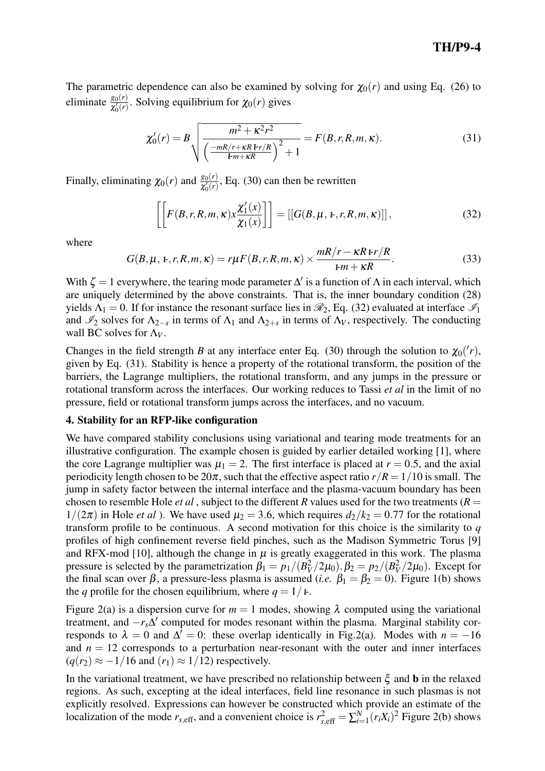The parametric dependence can also be examined by solving for $\chi_0(r)$ and using Eq. (26) to eliminate $\frac{g_0(r)}{\chi_0'(r)}$. Solving equilibrium for $\chi_0(r)$ gives

$$\chi_0'(r) = B\sqrt{\frac{m^2+\kappa^2 r^2}{\left(\frac{-mR/r+\kappa R \iota\!\!\!- r/R}{\iota\!\!\!- m+\kappa R}\right)^2+1}} = F(B,r,R,m,\kappa). \tag{31}$$

Finally, eliminating $\chi_0(r)$ and $\frac{g_0(r)}{\chi_0'(r)}$, Eq. (30) can then be rewritten

$$\left[\left[F(B,r,R,m,\kappa)x\frac{\chi_1'(x)}{\chi_1(x)}\right]\right] = \left[\left[G(B,\mu,\iota\!\!\!-,r,R,m,\kappa)\right]\right], \tag{32}$$

where

$$G(B,\mu,\iota\!\!\!-,r,R,m,\kappa) = r\mu F(B,r,R,m,\kappa)\times\frac{mR/r-\kappa R\iota\!\!\!- r/R}{\iota\!\!\!- m+\kappa R}. \tag{33}$$

With $\zeta = 1$ everywhere, the tearing mode parameter $\Delta'$ is a function of $\Lambda$ in each interval, which are uniquely determined by the above constraints. That is, the inner boundary condition (28) yields $\Lambda_1 = 0$. If for instance the resonant surface lies in $\mathscr{R}_2$, Eq. (32) evaluated at interface $\mathscr{I}_1$ and $\mathscr{I}_2$ solves for $\Lambda_{2-s}$ in terms of $\Lambda_1$ and $\Lambda_{2+s}$ in terms of $\Lambda_V$, respectively. The conducting wall BC solves for $\Lambda_V$.

Changes in the field strength $B$ at any interface enter Eq. (30) through the solution to $\chi_0('r)$, given by Eq. (31). Stability is hence a property of the rotational transform, the position of the barriers, the Lagrange multipliers, the rotational transform, and any jumps in the pressure or rotational transform across the interfaces. Our working reduces to Tassi *et al* in the limit of no pressure, field or rotational transform jumps across the interfaces, and no vacuum.

### 4. Stability for an RFP-like configuration

We have compared stability conclusions using variational and tearing mode treatments for an illustrative configuration. The example chosen is guided by earlier detailed working [1], where the core Lagrange multiplier was $\mu_1 = 2$. The first interface is placed at $r = 0.5$, and the axial periodicity length chosen to be $20\pi$, such that the effective aspect ratio $r/R = 1/10$ is small. The jump in safety factor between the internal interface and the plasma-vacuum boundary has been chosen to resemble Hole *et al* , subject to the different $R$ values used for the two treatments ($R = 1/(2\pi)$ in Hole *et al* ). We have used $\mu_2 = 3.6$, which requires $d_2/k_2 = 0.77$ for the rotational transform profile to be continuous. A second motivation for this choice is the similarity to $q$ profiles of high confinement reverse field pinches, such as the Madison Symmetric Torus [9] and RFX-mod [10], although the change in $\mu$ is greatly exaggerated in this work. The plasma pressure is selected by the parametrization $\beta_1 = p_1/(B_V^2/2\mu_0), \beta_2 = p_2/(B_V^2/2\mu_0)$. Except for the final scan over $\beta$, a pressure-less plasma is assumed (*i.e.* $\beta_1 = \beta_2 = 0$). Figure 1(b) shows the $q$ profile for the chosen equilibrium, where $q = 1/\iota\!\!\!-$.

Figure 2(a) is a dispersion curve for $m = 1$ modes, showing $\lambda$ computed using the variational treatment, and $-r_s\Delta'$ computed for modes resonant within the plasma. Marginal stability corresponds to $\lambda = 0$ and $\Delta' = 0$: these overlap identically in Fig.2(a). Modes with $n = -16$ and $n = 12$ corresponds to a perturbation near-resonant with the outer and inner interfaces ($q(r_2) \approx -1/16$ and $(r_1) \approx 1/12$) respectively.

In the variational treatment, we have prescribed no relationship between $\xi$ and $\mathbf{b}$ in the relaxed regions. As such, excepting at the ideal interfaces, field line resonance in such plasmas is not explicitly resolved. Expressions can however be constructed which provide an estimate of the localization of the mode $r_{s,\text{eff}}$, and a convenient choice is $r_{s,\text{eff}}^2 = \sum_{i=1}^{N}(r_i X_i)^2$ Figure 2(b) shows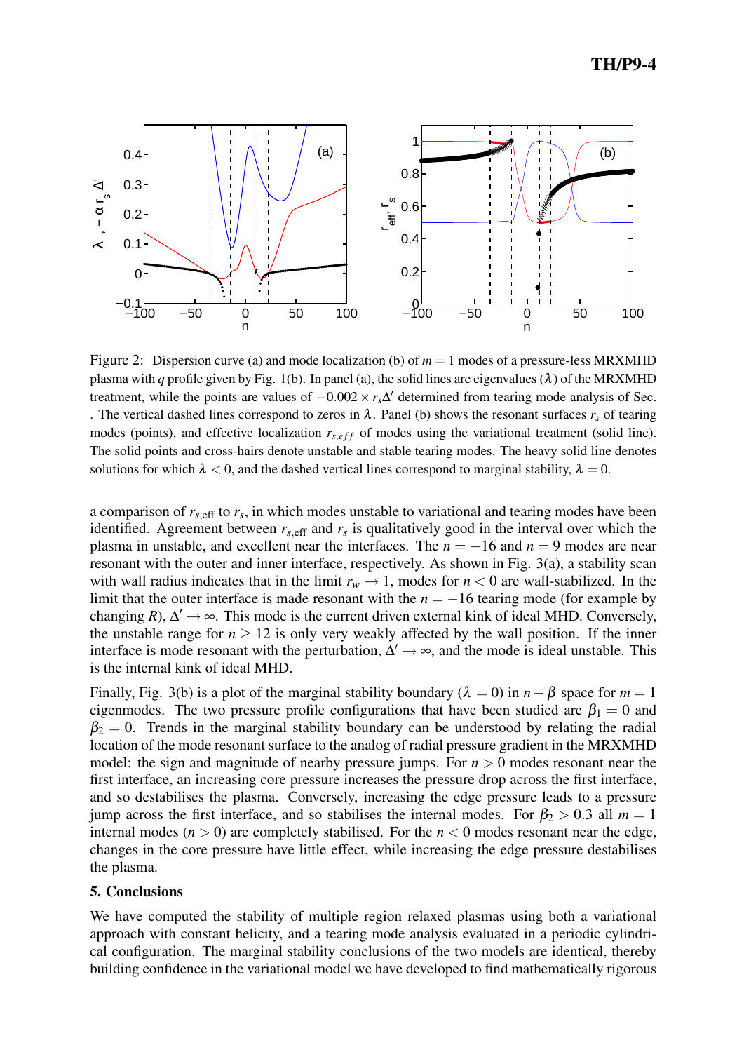Figure 2: Dispersion curve (a) and mode localization (b) of $m = 1$ modes of a pressure-less MRXMHD plasma with $q$ profile given by Fig. 1(b). In panel (a), the solid lines are eigenvalues ($\lambda$) of the MRXMHD treatment, while the points are values of $-0.002 \times r_s\Delta'$ determined from tearing mode analysis of Sec. . The vertical dashed lines correspond to zeros in $\lambda$. Panel (b) shows the resonant surfaces $r_s$ of tearing modes (points), and effective localization $r_{s,eff}$ of modes using the variational treatment (solid line). The solid points and cross-hairs denote unstable and stable tearing modes. The heavy solid line denotes solutions for which $\lambda < 0$, and the dashed vertical lines correspond to marginal stability, $\lambda = 0$.

a comparison of $r_{s,\text{eff}}$ to $r_s$, in which modes unstable to variational and tearing modes have been identified. Agreement between $r_{s,\text{eff}}$ and $r_s$ is qualitatively good in the interval over which the plasma in unstable, and excellent near the interfaces. The $n = -16$ and $n = 9$ modes are near resonant with the outer and inner interface, respectively. As shown in Fig. 3(a), a stability scan with wall radius indicates that in the limit $r_w \to 1$, modes for $n < 0$ are wall-stabilized. In the limit that the outer interface is made resonant with the $n = -16$ tearing mode (for example by changing $R$), $\Delta' \to \infty$. This mode is the current driven external kink of ideal MHD. Conversely, the unstable range for $n \geq 12$ is only very weakly affected by the wall position. If the inner interface is mode resonant with the perturbation, $\Delta' \to \infty$, and the mode is ideal unstable. This is the internal kink of ideal MHD.

Finally, Fig. 3(b) is a plot of the marginal stability boundary ($\lambda = 0$) in $n - \beta$ space for $m = 1$ eigenmodes. The two pressure profile configurations that have been studied are $\beta_1 = 0$ and $\beta_2 = 0$. Trends in the marginal stability boundary can be understood by relating the radial location of the mode resonant surface to the analog of radial pressure gradient in the MRXMHD model: the sign and magnitude of nearby pressure jumps. For $n > 0$ modes resonant near the first interface, an increasing core pressure increases the pressure drop across the first interface, and so destabilises the plasma. Conversely, increasing the edge pressure leads to a pressure jump across the first interface, and so stabilises the internal modes. For $\beta_2 > 0.3$ all $m = 1$ internal modes ($n > 0$) are completely stabilised. For the $n < 0$ modes resonant near the edge, changes in the core pressure have little effect, while increasing the edge pressure destabilises the plasma.

## 5. Conclusions

We have computed the stability of multiple region relaxed plasmas using both a variational approach with constant helicity, and a tearing mode analysis evaluated in a periodic cylindrical configuration. The marginal stability conclusions of the two models are identical, thereby building confidence in the variational model we have developed to find mathematically rigorous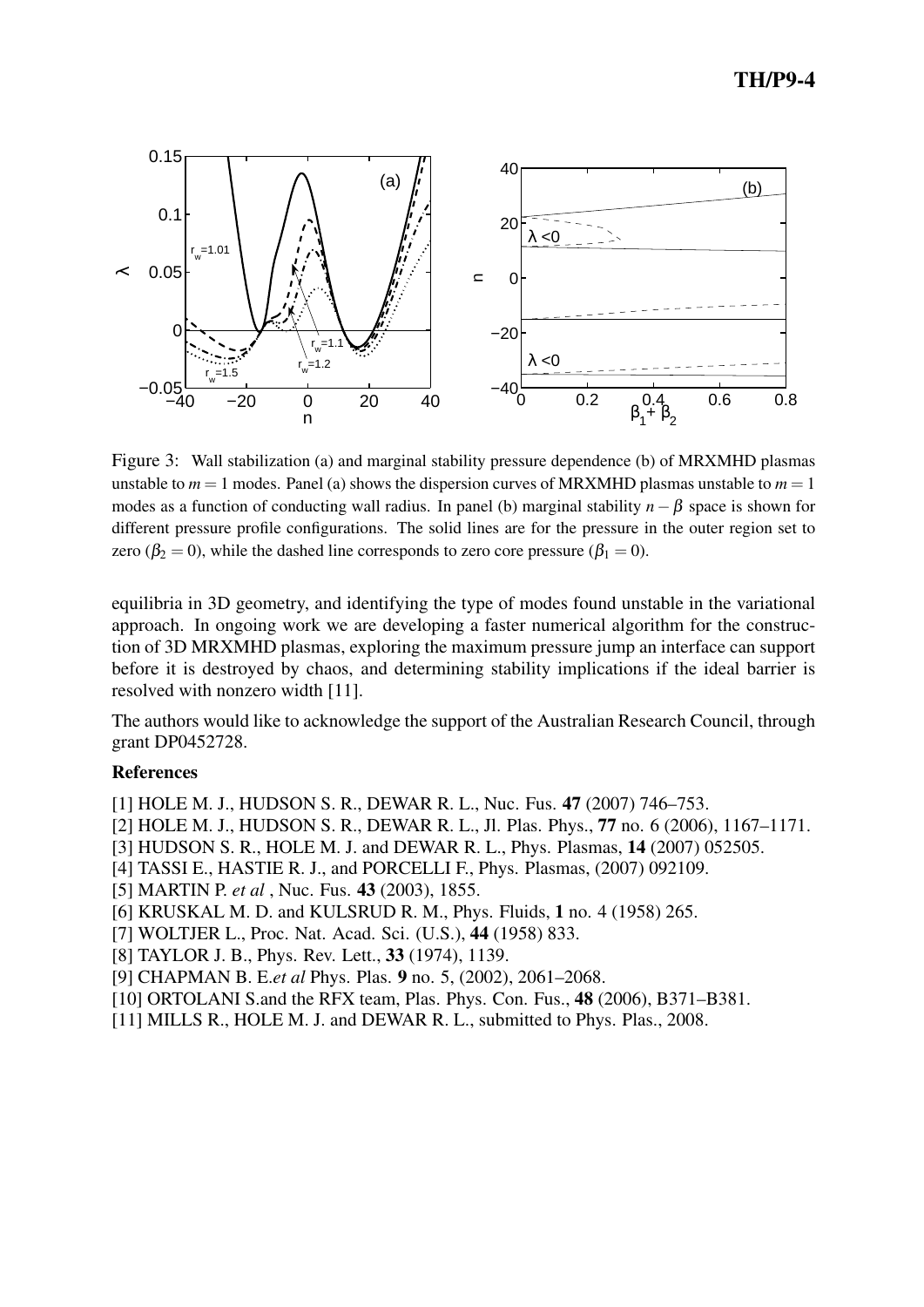(a)

0.15
0.1
0.05
0
−0.05
λ
−40 −20 0 20 40
n
$r_w$=1.01
$r_w$=1.1
$r_w$=1.2
$r_w$=1.5

(b)

40
20
0
−20
−40
n
0 0.2 0.4 0.6 0.8
$\beta_1 + \beta_2$
λ <0
λ <0

Figure 3: Wall stabilization (a) and marginal stability pressure dependence (b) of MRXMHD plasmas unstable to $m = 1$ modes. Panel (a) shows the dispersion curves of MRXMHD plasmas unstable to $m = 1$ modes as a function of conducting wall radius. In panel (b) marginal stability $n - \beta$ space is shown for different pressure profile configurations. The solid lines are for the pressure in the outer region set to zero ($\beta_2 = 0$), while the dashed line corresponds to zero core pressure ($\beta_1 = 0$).

equilibria in 3D geometry, and identifying the type of modes found unstable in the variational approach. In ongoing work we are developing a faster numerical algorithm for the construction of 3D MRXMHD plasmas, exploring the maximum pressure jump an interface can support before it is destroyed by chaos, and determining stability implications if the ideal barrier is resolved with nonzero width [11].

The authors would like to acknowledge the support of the Australian Research Council, through grant DP0452728.

**References**

[1] HOLE M. J., HUDSON S. R., DEWAR R. L., Nuc. Fus. **47** (2007) 746–753.
[2] HOLE M. J., HUDSON S. R., DEWAR R. L., Jl. Plas. Phys., **77** no. 6 (2006), 1167–1171.
[3] HUDSON S. R., HOLE M. J. and DEWAR R. L., Phys. Plasmas, **14** (2007) 052505.
[4] TASSI E., HASTIE R. J., and PORCELLI F., Phys. Plasmas, (2007) 092109.
[5] MARTIN P. *et al* , Nuc. Fus. **43** (2003), 1855.
[6] KRUSKAL M. D. and KULSRUD R. M., Phys. Fluids, **1** no. 4 (1958) 265.
[7] WOLTJER L., Proc. Nat. Acad. Sci. (U.S.), **44** (1958) 833.
[8] TAYLOR J. B., Phys. Rev. Lett., **33** (1974), 1139.
[9] CHAPMAN B. E.*et al* Phys. Plas. **9** no. 5, (2002), 2061–2068.
[10] ORTOLANI S.and the RFX team, Plas. Phys. Con. Fus., **48** (2006), B371–B381.
[11] MILLS R., HOLE M. J. and DEWAR R. L., submitted to Phys. Plas., 2008.